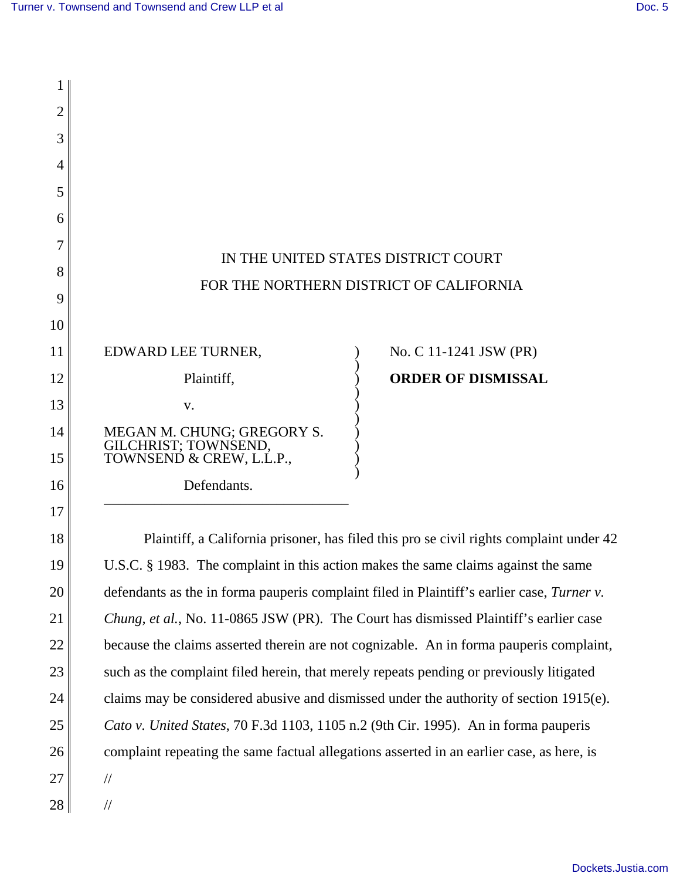IN THE UNITED STATES DISTRICT COURT

FOR THE NORTHERN DISTRICT OF CALIFORNIA

EDWARD LEE TURNER,

Plaintiff,

v.

MEGAN M. CHUNG; GREGORY S. GILCHRIST; TOWNSEND, TOWNSEND & CREW, L.L.P.,

Defendants.

No. C 11-1241 JSW (PR)

**ORDER OF DISMISSAL**

Plaintiff, a California prisoner, has filed this pro se civil rights complaint under 42 U.S.C. § 1983. The complaint in this action makes the same claims against the same defendants as the in forma pauperis complaint filed in Plaintiff's earlier case, *Turner v. Chung, et al.*, No. 11-0865 JSW (PR). The Court has dismissed Plaintiff's earlier case because the claims asserted therein are not cognizable. An in forma pauperis complaint, such as the complaint filed herein, that merely repeats pending or previously litigated claims may be considered abusive and dismissed under the authority of section 1915(e). *Cato v. United States*, 70 F.3d 1103, 1105 n.2 (9th Cir. 1995). An in forma pauperis complaint repeating the same factual allegations asserted in an earlier case, as here, is

//

//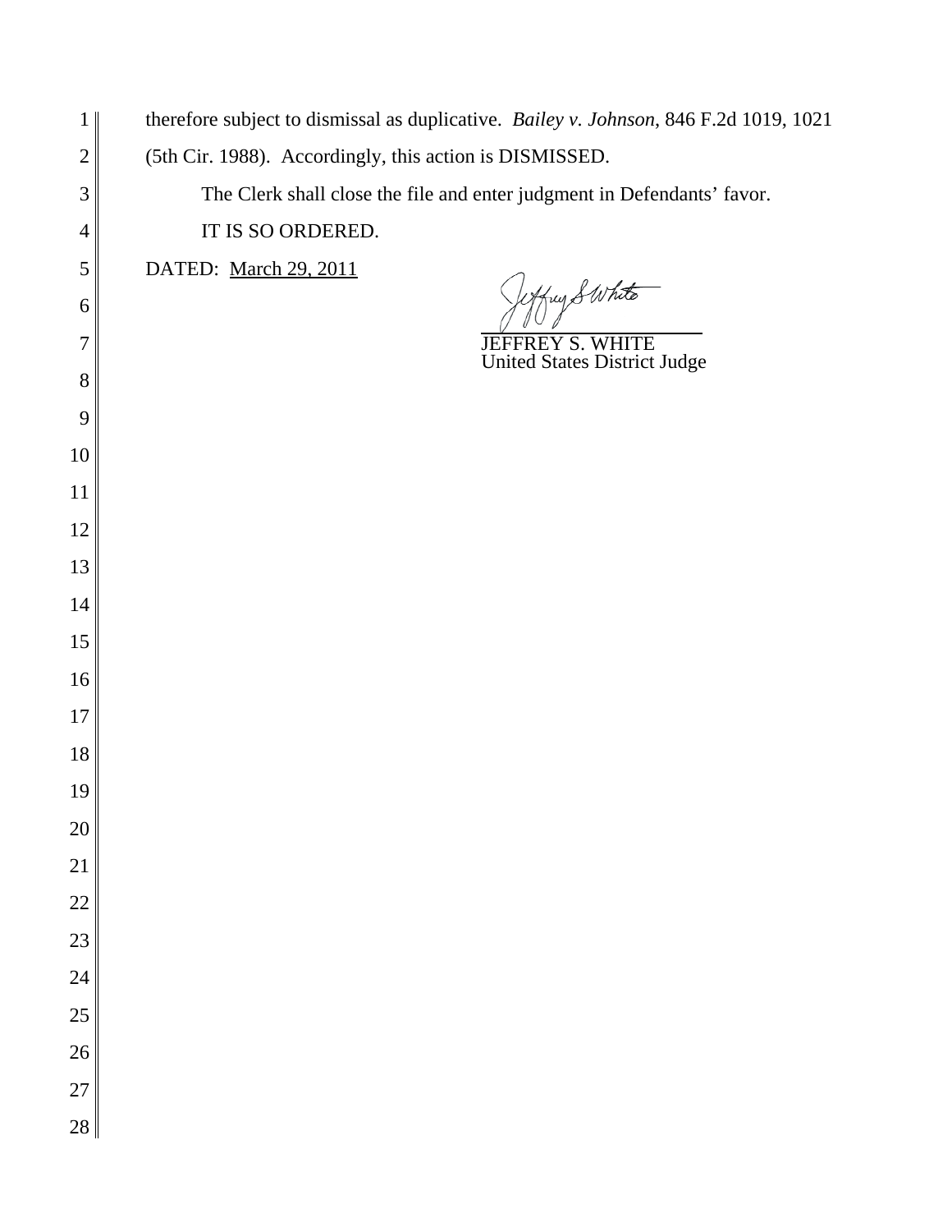therefore subject to dismissal as duplicative. *Bailey v. Johnson*, 846 F.2d 1019, 1021 (5th Cir. 1988). Accordingly, this action is DISMISSED.

The Clerk shall close the file and enter judgment in Defendants' favor.

IT IS SO ORDERED.

DATED: March 29, 2011

JEFFREY S. WHITE
United States District Judge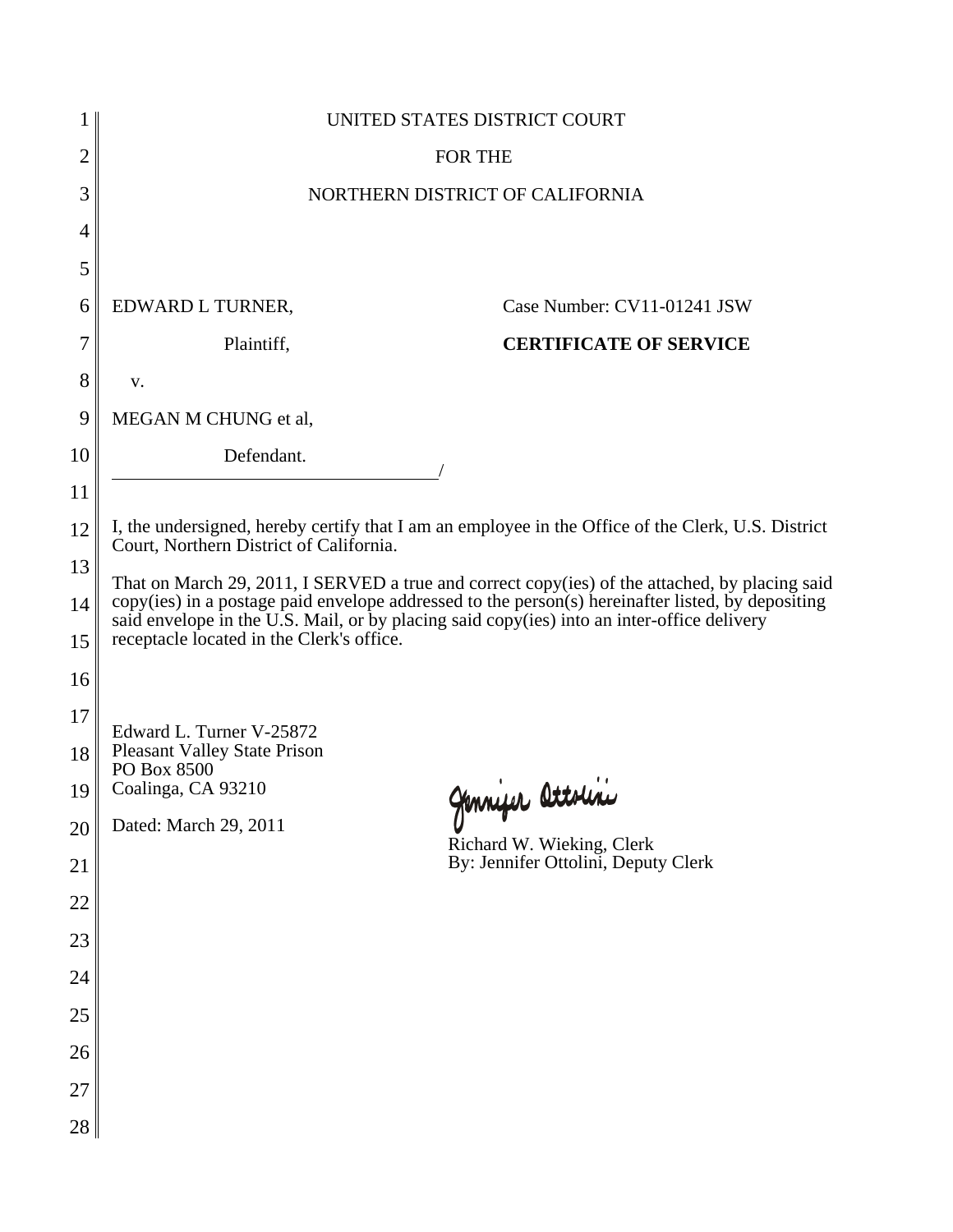UNITED STATES DISTRICT COURT

FOR THE

NORTHERN DISTRICT OF CALIFORNIA

EDWARD L TURNER,

Plaintiff,

v.

MEGAN M CHUNG et al,

Defendant.
\_\_\_\_\_\_\_\_\_\_\_\_\_\_\_\_\_\_\_\_\_\_\_\_\_\_\_\_\_\_\_\_\_\_\_\_/

Case Number: CV11-01241 JSW

**CERTIFICATE OF SERVICE**

I, the undersigned, hereby certify that I am an employee in the Office of the Clerk, U.S. District Court, Northern District of California.

That on March 29, 2011, I SERVED a true and correct copy(ies) of the attached, by placing said copy(ies) in a postage paid envelope addressed to the person(s) hereinafter listed, by depositing said envelope in the U.S. Mail, or by placing said copy(ies) into an inter-office delivery receptacle located in the Clerk's office.

Edward L. Turner V-25872
Pleasant Valley State Prison
PO Box 8500
Coalinga, CA 93210

Dated: March 29, 2011

Jennifer Ottolini

Richard W. Wieking, Clerk
By: Jennifer Ottolini, Deputy Clerk